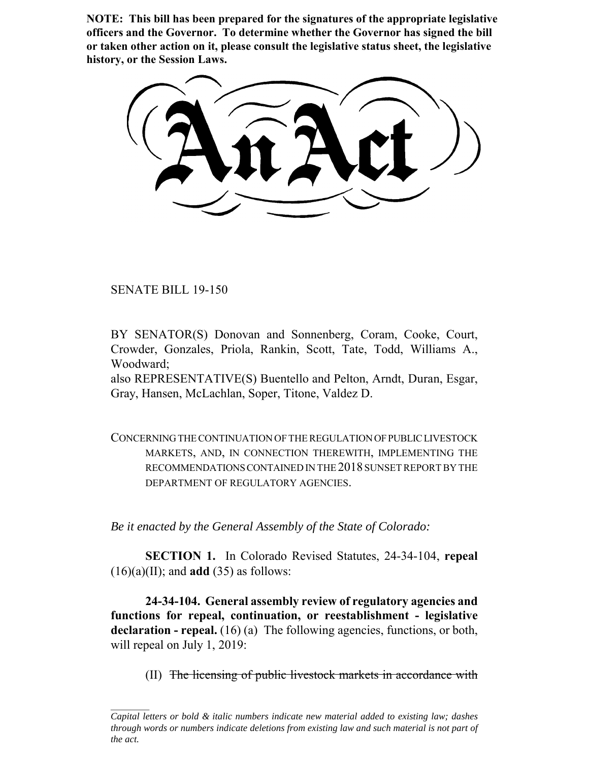**NOTE: This bill has been prepared for the signatures of the appropriate legislative officers and the Governor. To determine whether the Governor has signed the bill or taken other action on it, please consult the legislative status sheet, the legislative history, or the Session Laws.**

# An Act

SENATE BILL 19-150

BY SENATOR(S) Donovan and Sonnenberg, Coram, Cooke, Court, Crowder, Gonzales, Priola, Rankin, Scott, Tate, Todd, Williams A., Woodward;

also REPRESENTATIVE(S) Buentello and Pelton, Arndt, Duran, Esgar, Gray, Hansen, McLachlan, Soper, Titone, Valdez D.

CONCERNING THE CONTINUATION OF THE REGULATION OF PUBLIC LIVESTOCK MARKETS, AND, IN CONNECTION THEREWITH, IMPLEMENTING THE RECOMMENDATIONS CONTAINED IN THE 2018 SUNSET REPORT BY THE DEPARTMENT OF REGULATORY AGENCIES.

*Be it enacted by the General Assembly of the State of Colorado:*

**SECTION 1.** In Colorado Revised Statutes, 24-34-104, **repeal** (16)(a)(II); and **add** (35) as follows:

**24-34-104. General assembly review of regulatory agencies and functions for repeal, continuation, or reestablishment - legislative declaration - repeal.** (16) (a) The following agencies, functions, or both, will repeal on July 1, 2019:

(II) ~~The licensing of public livestock markets in accordance with~~

---

*Capital letters or bold & italic numbers indicate new material added to existing law; dashes through words or numbers indicate deletions from existing law and such material is not part of the act.*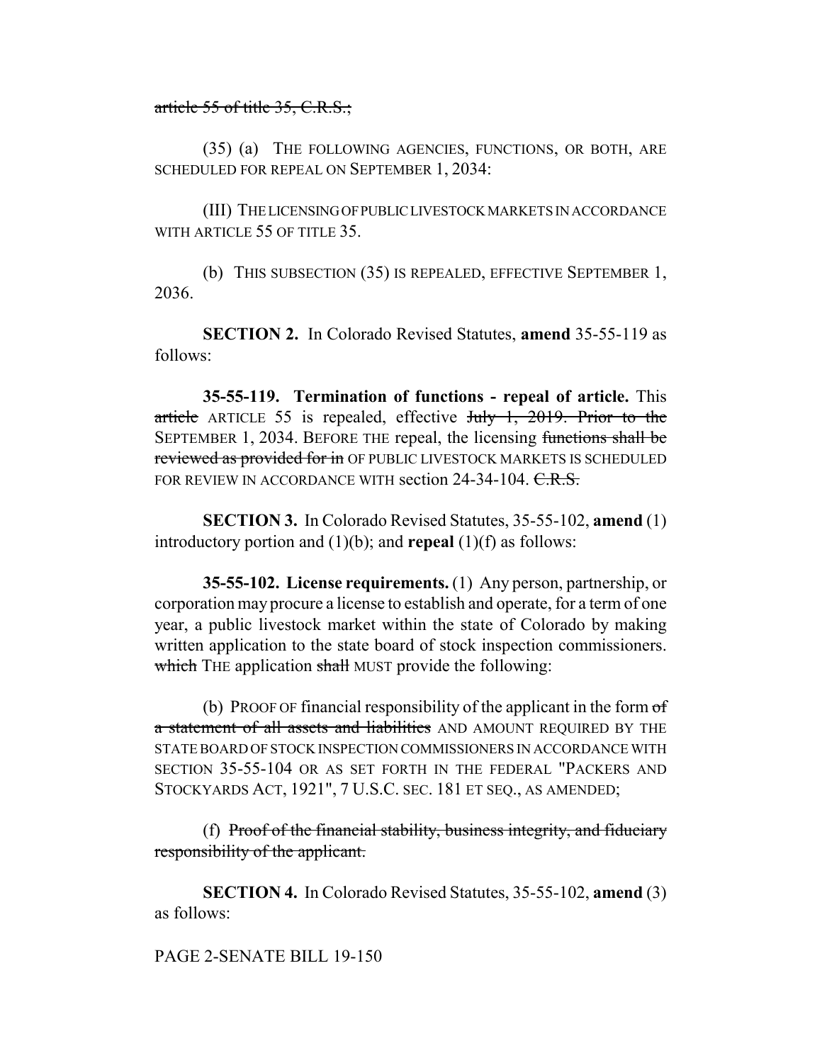~~article 55 of title 35, C.R.S.;~~

(35) (a) THE FOLLOWING AGENCIES, FUNCTIONS, OR BOTH, ARE SCHEDULED FOR REPEAL ON SEPTEMBER 1, 2034:

(III) THE LICENSING OF PUBLIC LIVESTOCK MARKETS IN ACCORDANCE WITH ARTICLE 55 OF TITLE 35.

(b) THIS SUBSECTION (35) IS REPEALED, EFFECTIVE SEPTEMBER 1, 2036.

**SECTION 2.** In Colorado Revised Statutes, **amend** 35-55-119 as follows:

**35-55-119. Termination of functions - repeal of article.** This ~~article~~ ARTICLE 55 is repealed, effective ~~July 1, 2019. Prior to the~~ SEPTEMBER 1, 2034. BEFORE THE repeal, the licensing ~~functions shall be reviewed as provided for in~~ OF PUBLIC LIVESTOCK MARKETS IS SCHEDULED FOR REVIEW IN ACCORDANCE WITH section 24-34-104. ~~C.R.S.~~

**SECTION 3.** In Colorado Revised Statutes, 35-55-102, **amend** (1) introductory portion and (1)(b); and **repeal** (1)(f) as follows:

**35-55-102. License requirements.** (1) Any person, partnership, or corporation may procure a license to establish and operate, for a term of one year, a public livestock market within the state of Colorado by making written application to the state board of stock inspection commissioners. ~~which~~ THE application ~~shall~~ MUST provide the following:

(b) PROOF OF financial responsibility of the applicant in the form ~~of a statement of all assets and liabilities~~ AND AMOUNT REQUIRED BY THE STATE BOARD OF STOCK INSPECTION COMMISSIONERS IN ACCORDANCE WITH SECTION 35-55-104 OR AS SET FORTH IN THE FEDERAL "PACKERS AND STOCKYARDS ACT, 1921", 7 U.S.C. SEC. 181 ET SEQ., AS AMENDED;

(f) ~~Proof of the financial stability, business integrity, and fiduciary responsibility of the applicant.~~

**SECTION 4.** In Colorado Revised Statutes, 35-55-102, **amend** (3) as follows: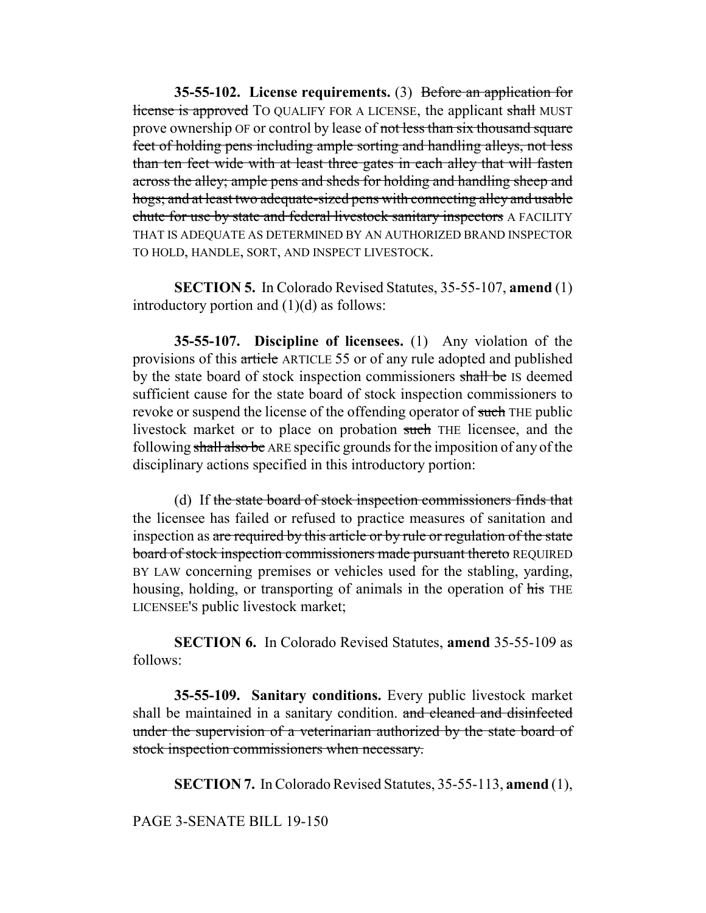**35-55-102. License requirements.** (3) ~~Before an application for license is approved~~ TO QUALIFY FOR A LICENSE, the applicant ~~shall~~ MUST prove ownership OF or control by lease of ~~not less than six thousand square feet of holding pens including ample sorting and handling alleys, not less than ten feet wide with at least three gates in each alley that will fasten across the alley; ample pens and sheds for holding and handling sheep and hogs; and at least two adequate-sized pens with connecting alley and usable chute for use by state and federal livestock sanitary inspectors~~ A FACILITY THAT IS ADEQUATE AS DETERMINED BY AN AUTHORIZED BRAND INSPECTOR TO HOLD, HANDLE, SORT, AND INSPECT LIVESTOCK.

**SECTION 5.** In Colorado Revised Statutes, 35-55-107, **amend** (1) introductory portion and (1)(d) as follows:

**35-55-107. Discipline of licensees.** (1) Any violation of the provisions of this ~~article~~ ARTICLE 55 or of any rule adopted and published by the state board of stock inspection commissioners ~~shall be~~ IS deemed sufficient cause for the state board of stock inspection commissioners to revoke or suspend the license of the offending operator of ~~such~~ THE public livestock market or to place on probation ~~such~~ THE licensee, and the following ~~shall also be~~ ARE specific grounds for the imposition of any of the disciplinary actions specified in this introductory portion:

(d) If ~~the state board of stock inspection commissioners finds that~~ the licensee has failed or refused to practice measures of sanitation and inspection as ~~are required by this article or by rule or regulation of the state board of stock inspection commissioners made pursuant thereto~~ REQUIRED BY LAW concerning premises or vehicles used for the stabling, yarding, housing, holding, or transporting of animals in the operation of ~~his~~ THE LICENSEE'S public livestock market;

**SECTION 6.** In Colorado Revised Statutes, **amend** 35-55-109 as follows:

**35-55-109. Sanitary conditions.** Every public livestock market shall be maintained in a sanitary condition. ~~and cleaned and disinfected under the supervision of a veterinarian authorized by the state board of stock inspection commissioners when necessary.~~

**SECTION 7.** In Colorado Revised Statutes, 35-55-113, **amend** (1),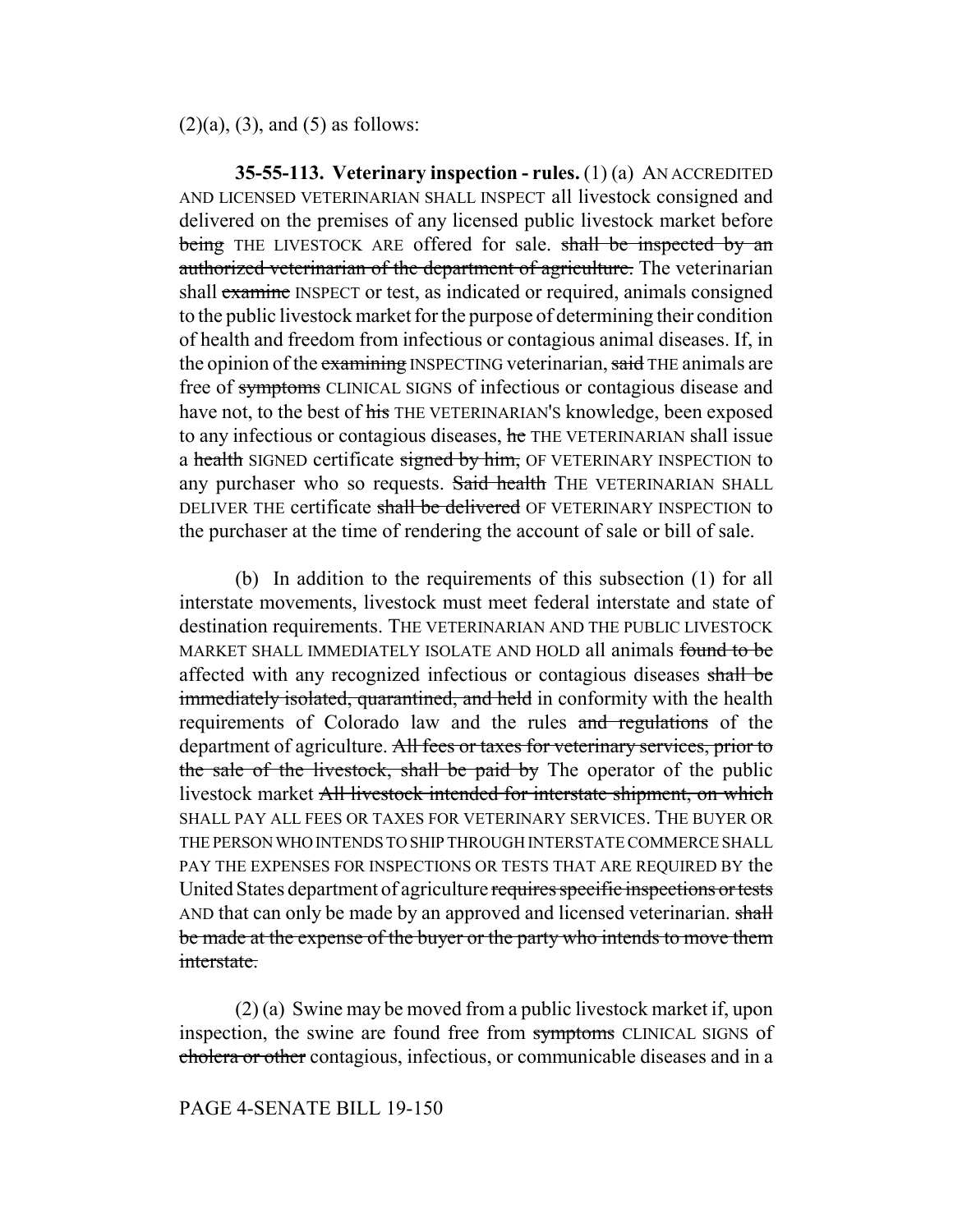(2)(a), (3), and (5) as follows:

**35-55-113. Veterinary inspection - rules.** (1) (a) AN ACCREDITED AND LICENSED VETERINARIAN SHALL INSPECT all livestock consigned and delivered on the premises of any licensed public livestock market before ~~being~~ THE LIVESTOCK ARE offered for sale. ~~shall be inspected by an authorized veterinarian of the department of agriculture.~~ The veterinarian shall ~~examine~~ INSPECT or test, as indicated or required, animals consigned to the public livestock market for the purpose of determining their condition of health and freedom from infectious or contagious animal diseases. If, in the opinion of the ~~examining~~ INSPECTING veterinarian, ~~said~~ THE animals are free of ~~symptoms~~ CLINICAL SIGNS of infectious or contagious disease and have not, to the best of ~~his~~ THE VETERINARIAN'S knowledge, been exposed to any infectious or contagious diseases, ~~he~~ THE VETERINARIAN shall issue a ~~health~~ SIGNED certificate ~~signed by him,~~ OF VETERINARY INSPECTION to any purchaser who so requests. ~~Said health~~ THE VETERINARIAN SHALL DELIVER THE certificate ~~shall be delivered~~ OF VETERINARY INSPECTION to the purchaser at the time of rendering the account of sale or bill of sale.

(b) In addition to the requirements of this subsection (1) for all interstate movements, livestock must meet federal interstate and state of destination requirements. THE VETERINARIAN AND THE PUBLIC LIVESTOCK MARKET SHALL IMMEDIATELY ISOLATE AND HOLD all animals ~~found to be~~ affected with any recognized infectious or contagious diseases ~~shall be immediately isolated, quarantined, and held~~ in conformity with the health requirements of Colorado law and the rules ~~and regulations~~ of the department of agriculture. ~~All fees or taxes for veterinary services, prior to the sale of the livestock, shall be paid by~~ The operator of the public livestock market ~~All livestock intended for interstate shipment, on which~~ SHALL PAY ALL FEES OR TAXES FOR VETERINARY SERVICES. THE BUYER OR THE PERSON WHO INTENDS TO SHIP THROUGH INTERSTATE COMMERCE SHALL PAY THE EXPENSES FOR INSPECTIONS OR TESTS THAT ARE REQUIRED BY the United States department of agriculture ~~requires specific inspections or tests~~ AND that can only be made by an approved and licensed veterinarian. ~~shall be made at the expense of the buyer or the party who intends to move them interstate.~~

(2) (a) Swine may be moved from a public livestock market if, upon inspection, the swine are found free from ~~symptoms~~ CLINICAL SIGNS of ~~cholera or other~~ contagious, infectious, or communicable diseases and in a

PAGE 4-SENATE BILL 19-150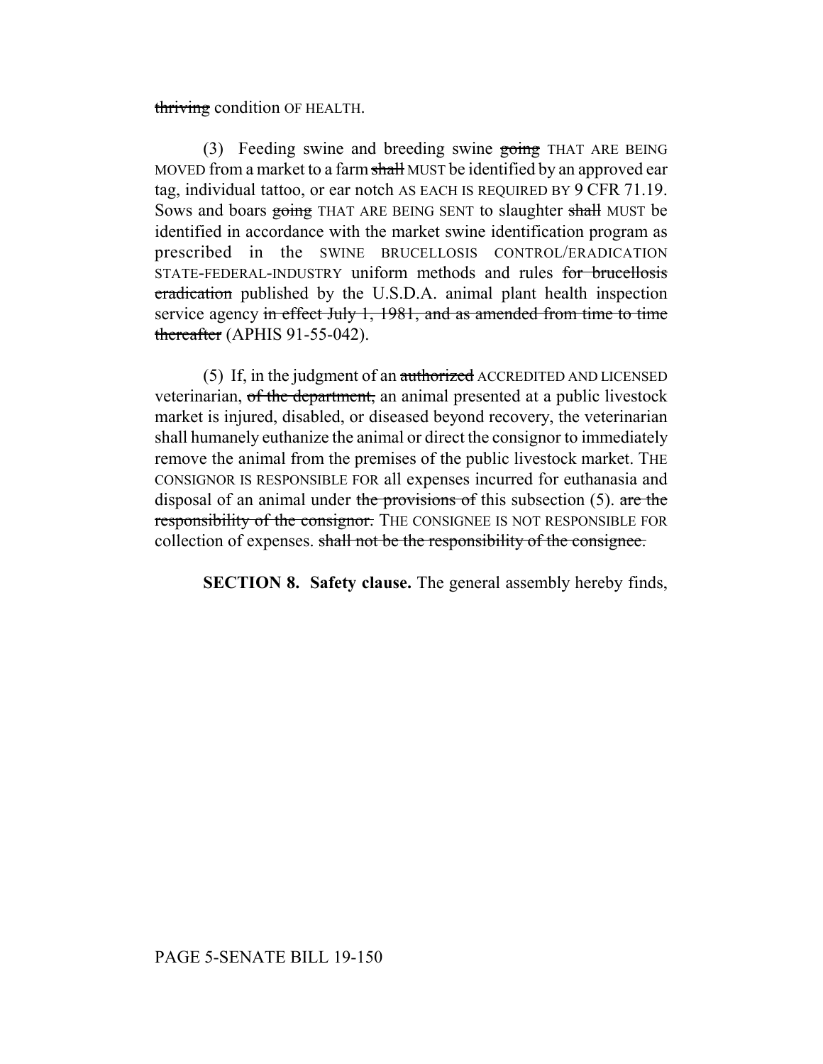~~thriving~~ condition OF HEALTH.

(3) Feeding swine and breeding swine ~~going~~ THAT ARE BEING MOVED from a market to a farm ~~shall~~ MUST be identified by an approved ear tag, individual tattoo, or ear notch AS EACH IS REQUIRED BY 9 CFR 71.19. Sows and boars ~~going~~ THAT ARE BEING SENT to slaughter ~~shall~~ MUST be identified in accordance with the market swine identification program as prescribed in the SWINE BRUCELLOSIS CONTROL/ERADICATION STATE-FEDERAL-INDUSTRY uniform methods and rules ~~for brucellosis eradication~~ published by the U.S.D.A. animal plant health inspection service agency ~~in effect July 1, 1981, and as amended from time to time thereafter~~ (APHIS 91-55-042).

(5) If, in the judgment of an ~~authorized~~ ACCREDITED AND LICENSED veterinarian, ~~of the department,~~ an animal presented at a public livestock market is injured, disabled, or diseased beyond recovery, the veterinarian shall humanely euthanize the animal or direct the consignor to immediately remove the animal from the premises of the public livestock market. THE CONSIGNOR IS RESPONSIBLE FOR all expenses incurred for euthanasia and disposal of an animal under ~~the provisions of~~ this subsection (5). ~~are the responsibility of the consignor.~~ THE CONSIGNEE IS NOT RESPONSIBLE FOR collection of expenses. ~~shall not be the responsibility of the consignee.~~

**SECTION 8. Safety clause.** The general assembly hereby finds,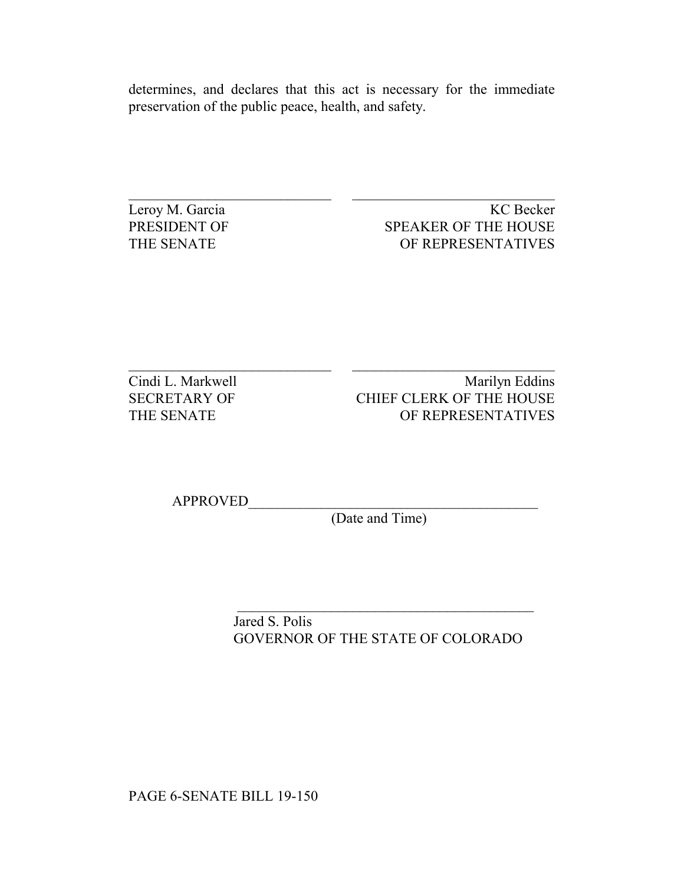determines, and declares that this act is necessary for the immediate preservation of the public peace, health, and safety.

| | |
|---|---|
| ____________________________ | ____________________________ |
| Leroy M. Garcia | KC Becker |
| PRESIDENT OF THE SENATE | SPEAKER OF THE HOUSE OF REPRESENTATIVES |
| | |
| ____________________________ | ____________________________ |
| Cindi L. Markwell | Marilyn Eddins |
| SECRETARY OF THE SENATE | CHIEF CLERK OF THE HOUSE OF REPRESENTATIVES |

APPROVED________________________________________
(Date and Time)

_________________________________________
Jared S. Polis
GOVERNOR OF THE STATE OF COLORADO

PAGE 6-SENATE BILL 19-150